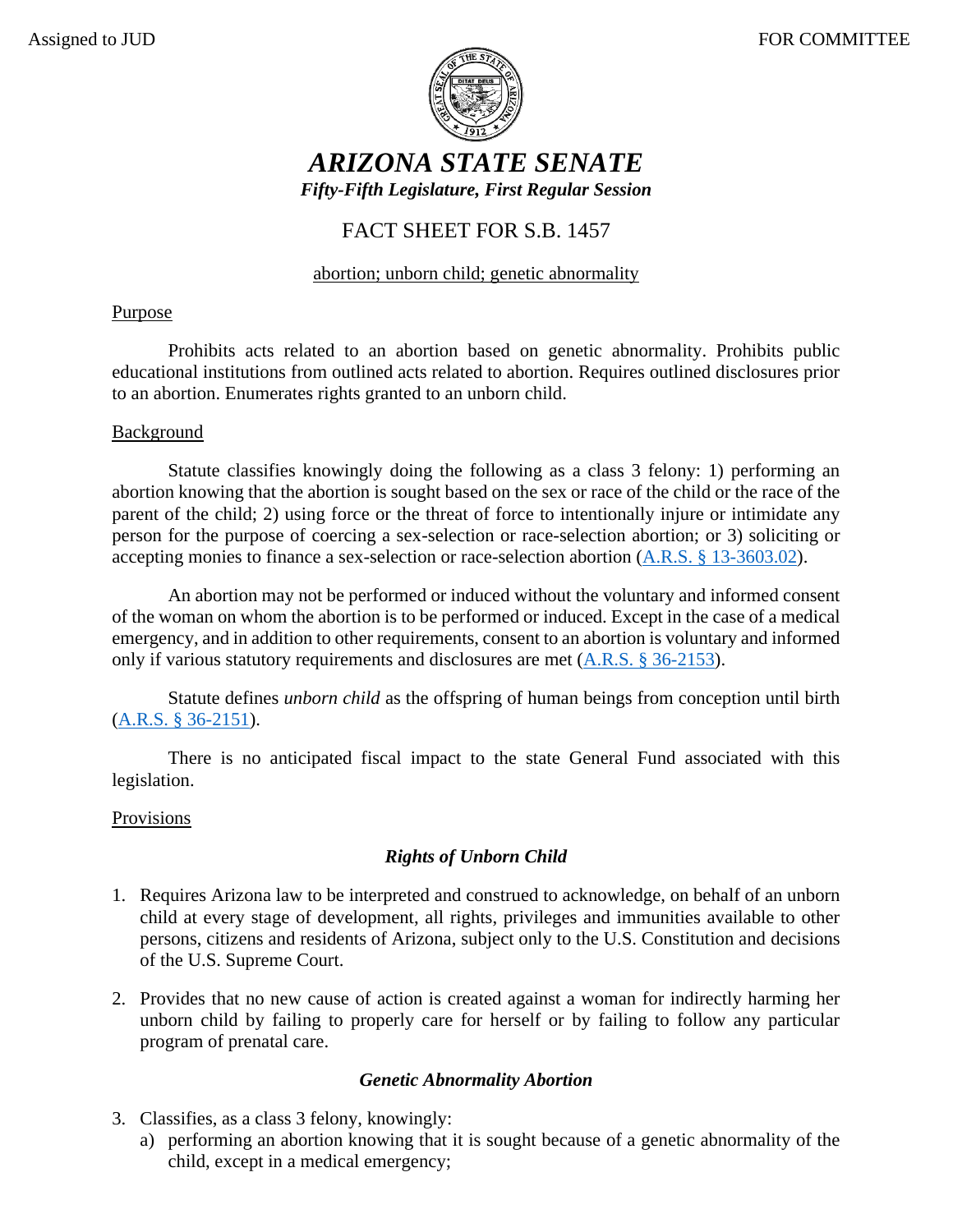Assigned to JUD FOR COMMITTEE

# ARIZONA STATE SENATE

***Fifty-Fifth Legislature, First Regular Session***

## FACT SHEET FOR S.B. 1457

abortion; unborn child; genetic abnormality

### Purpose

Prohibits acts related to an abortion based on genetic abnormality. Prohibits public educational institutions from outlined acts related to abortion. Requires outlined disclosures prior to an abortion. Enumerates rights granted to an unborn child.

### Background

Statute classifies knowingly doing the following as a class 3 felony: 1) performing an abortion knowing that the abortion is sought based on the sex or race of the child or the race of the parent of the child; 2) using force or the threat of force to intentionally injure or intimidate any person for the purpose of coercing a sex-selection or race-selection abortion; or 3) soliciting or accepting monies to finance a sex-selection or race-selection abortion (A.R.S. § 13-3603.02).

An abortion may not be performed or induced without the voluntary and informed consent of the woman on whom the abortion is to be performed or induced. Except in the case of a medical emergency, and in addition to other requirements, consent to an abortion is voluntary and informed only if various statutory requirements and disclosures are met (A.R.S. § 36-2153).

Statute defines *unborn child* as the offspring of human beings from conception until birth (A.R.S. § 36-2151).

There is no anticipated fiscal impact to the state General Fund associated with this legislation.

### Provisions

#### *Rights of Unborn Child*

1. Requires Arizona law to be interpreted and construed to acknowledge, on behalf of an unborn child at every stage of development, all rights, privileges and immunities available to other persons, citizens and residents of Arizona, subject only to the U.S. Constitution and decisions of the U.S. Supreme Court.

2. Provides that no new cause of action is created against a woman for indirectly harming her unborn child by failing to properly care for herself or by failing to follow any particular program of prenatal care.

#### *Genetic Abnormality Abortion*

3. Classifies, as a class 3 felony, knowingly:
   a) performing an abortion knowing that it is sought because of a genetic abnormality of the child, except in a medical emergency;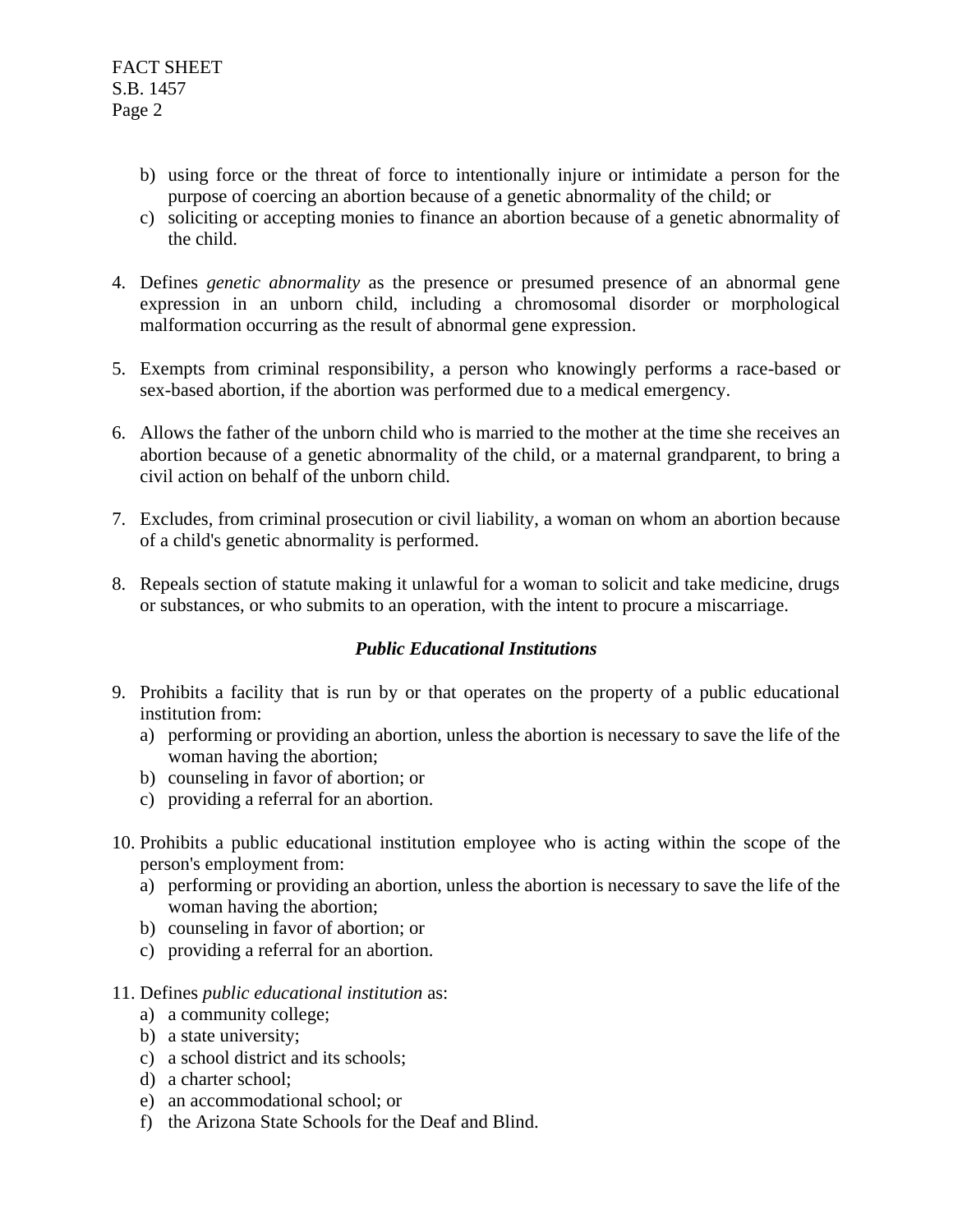b) using force or the threat of force to intentionally injure or intimidate a person for the purpose of coercing an abortion because of a genetic abnormality of the child; or
c) soliciting or accepting monies to finance an abortion because of a genetic abnormality of the child.

4. Defines *genetic abnormality* as the presence or presumed presence of an abnormal gene expression in an unborn child, including a chromosomal disorder or morphological malformation occurring as the result of abnormal gene expression.

5. Exempts from criminal responsibility, a person who knowingly performs a race-based or sex-based abortion, if the abortion was performed due to a medical emergency.

6. Allows the father of the unborn child who is married to the mother at the time she receives an abortion because of a genetic abnormality of the child, or a maternal grandparent, to bring a civil action on behalf of the unborn child.

7. Excludes, from criminal prosecution or civil liability, a woman on whom an abortion because of a child's genetic abnormality is performed.

8. Repeals section of statute making it unlawful for a woman to solicit and take medicine, drugs or substances, or who submits to an operation, with the intent to procure a miscarriage.

***Public Educational Institutions***

9. Prohibits a facility that is run by or that operates on the property of a public educational institution from:
   a) performing or providing an abortion, unless the abortion is necessary to save the life of the woman having the abortion;
   b) counseling in favor of abortion; or
   c) providing a referral for an abortion.

10. Prohibits a public educational institution employee who is acting within the scope of the person's employment from:
    a) performing or providing an abortion, unless the abortion is necessary to save the life of the woman having the abortion;
    b) counseling in favor of abortion; or
    c) providing a referral for an abortion.

11. Defines *public educational institution* as:
    a) a community college;
    b) a state university;
    c) a school district and its schools;
    d) a charter school;
    e) an accommodational school; or
    f) the Arizona State Schools for the Deaf and Blind.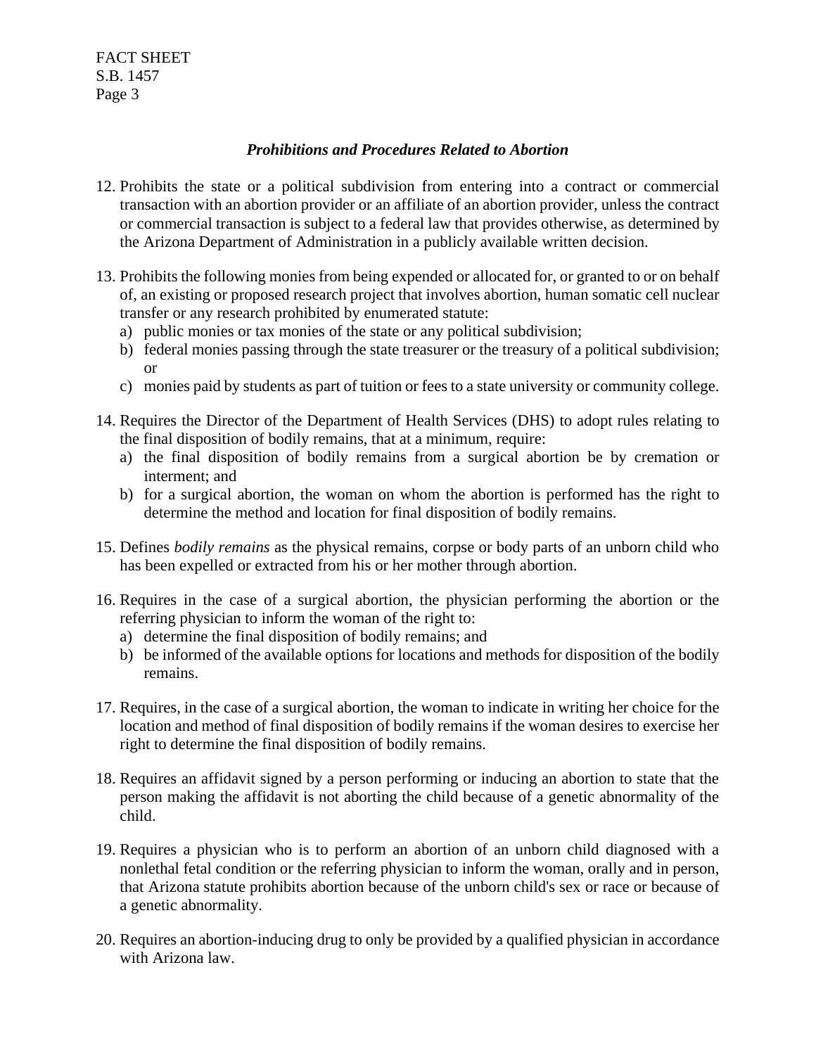### *Prohibitions and Procedures Related to Abortion*

12. Prohibits the state or a political subdivision from entering into a contract or commercial transaction with an abortion provider or an affiliate of an abortion provider, unless the contract or commercial transaction is subject to a federal law that provides otherwise, as determined by the Arizona Department of Administration in a publicly available written decision.

13. Prohibits the following monies from being expended or allocated for, or granted to or on behalf of, an existing or proposed research project that involves abortion, human somatic cell nuclear transfer or any research prohibited by enumerated statute:
    a) public monies or tax monies of the state or any political subdivision;
    b) federal monies passing through the state treasurer or the treasury of a political subdivision; or
    c) monies paid by students as part of tuition or fees to a state university or community college.

14. Requires the Director of the Department of Health Services (DHS) to adopt rules relating to the final disposition of bodily remains, that at a minimum, require:
    a) the final disposition of bodily remains from a surgical abortion be by cremation or interment; and
    b) for a surgical abortion, the woman on whom the abortion is performed has the right to determine the method and location for final disposition of bodily remains.

15. Defines *bodily remains* as the physical remains, corpse or body parts of an unborn child who has been expelled or extracted from his or her mother through abortion.

16. Requires in the case of a surgical abortion, the physician performing the abortion or the referring physician to inform the woman of the right to:
    a) determine the final disposition of bodily remains; and
    b) be informed of the available options for locations and methods for disposition of the bodily remains.

17. Requires, in the case of a surgical abortion, the woman to indicate in writing her choice for the location and method of final disposition of bodily remains if the woman desires to exercise her right to determine the final disposition of bodily remains.

18. Requires an affidavit signed by a person performing or inducing an abortion to state that the person making the affidavit is not aborting the child because of a genetic abnormality of the child.

19. Requires a physician who is to perform an abortion of an unborn child diagnosed with a nonlethal fetal condition or the referring physician to inform the woman, orally and in person, that Arizona statute prohibits abortion because of the unborn child's sex or race or because of a genetic abnormality.

20. Requires an abortion-inducing drug to only be provided by a qualified physician in accordance with Arizona law.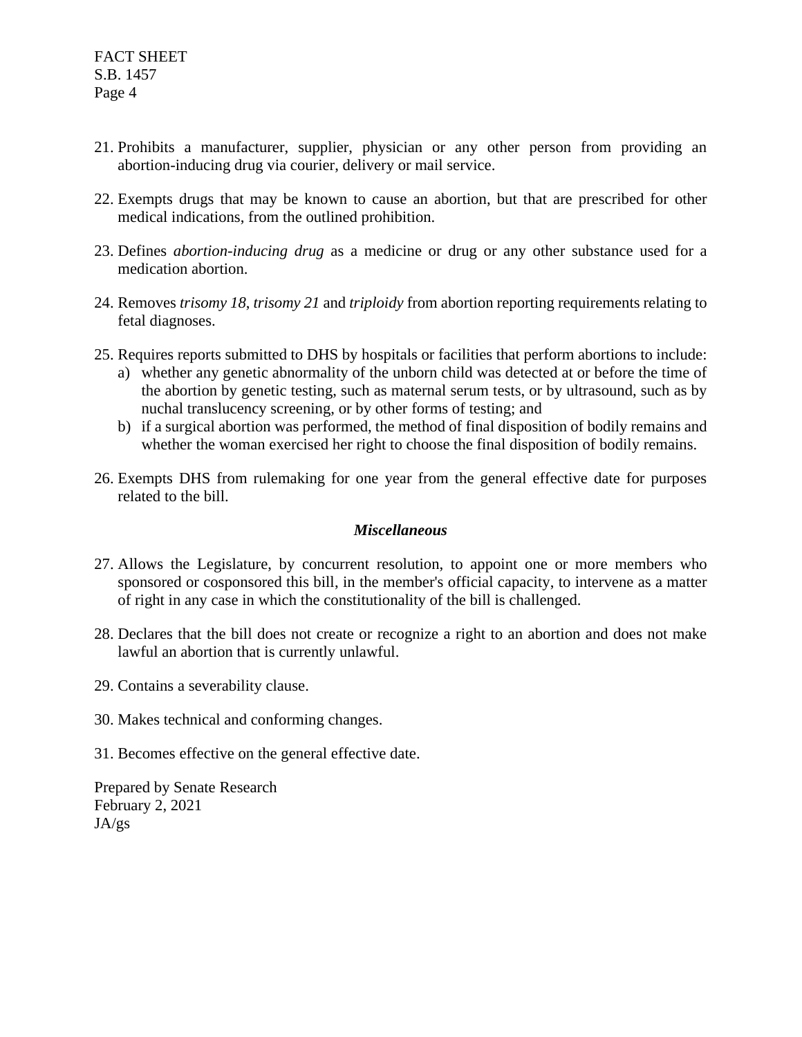21. Prohibits a manufacturer, supplier, physician or any other person from providing an abortion-inducing drug via courier, delivery or mail service.

22. Exempts drugs that may be known to cause an abortion, but that are prescribed for other medical indications, from the outlined prohibition.

23. Defines *abortion-inducing drug* as a medicine or drug or any other substance used for a medication abortion.

24. Removes *trisomy 18*, *trisomy 21* and *triploidy* from abortion reporting requirements relating to fetal diagnoses.

25. Requires reports submitted to DHS by hospitals or facilities that perform abortions to include:
    a) whether any genetic abnormality of the unborn child was detected at or before the time of the abortion by genetic testing, such as maternal serum tests, or by ultrasound, such as by nuchal translucency screening, or by other forms of testing; and
    b) if a surgical abortion was performed, the method of final disposition of bodily remains and whether the woman exercised her right to choose the final disposition of bodily remains.

26. Exempts DHS from rulemaking for one year from the general effective date for purposes related to the bill.

### *Miscellaneous*

27. Allows the Legislature, by concurrent resolution, to appoint one or more members who sponsored or cosponsored this bill, in the member's official capacity, to intervene as a matter of right in any case in which the constitutionality of the bill is challenged.

28. Declares that the bill does not create or recognize a right to an abortion and does not make lawful an abortion that is currently unlawful.

29. Contains a severability clause.

30. Makes technical and conforming changes.

31. Becomes effective on the general effective date.

Prepared by Senate Research
February 2, 2021
JA/gs